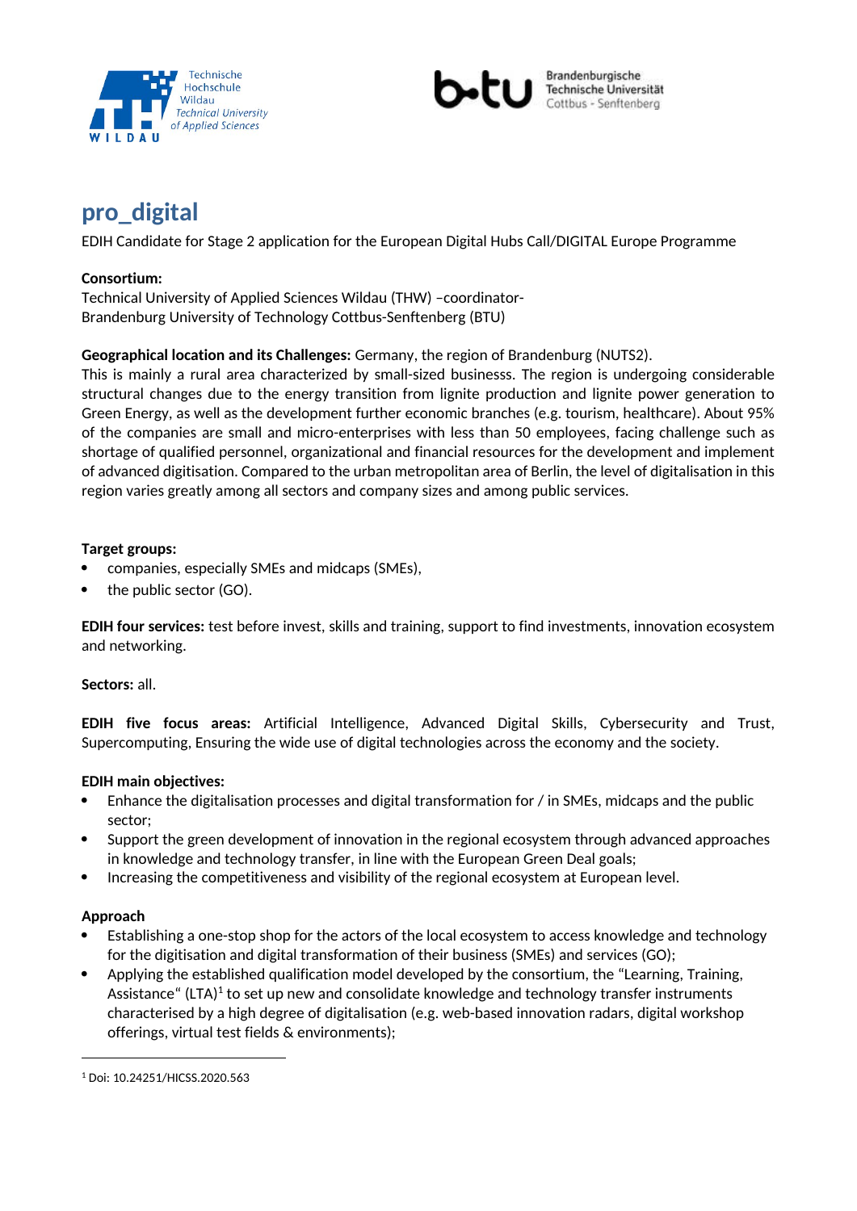# pro_digital

EDIH Candidate for Stage 2 application for the European Digital Hubs Call/DIGITAL Europe Programme

**Consortium:**
Technical University of Applied Sciences Wildau (THW) –coordinator-
Brandenburg University of Technology Cottbus-Senftenberg (BTU)

**Geographical location and its Challenges:** Germany, the region of Brandenburg (NUTS2).
This is mainly a rural area characterized by small-sized businesss. The region is undergoing considerable structural changes due to the energy transition from lignite production and lignite power generation to Green Energy, as well as the development further economic branches (e.g. tourism, healthcare). About 95% of the companies are small and micro-enterprises with less than 50 employees, facing challenge such as shortage of qualified personnel, organizational and financial resources for the development and implement of advanced digitisation. Compared to the urban metropolitan area of Berlin, the level of digitalisation in this region varies greatly among all sectors and company sizes and among public services.

**Target groups:**

- companies, especially SMEs and midcaps (SMEs),
- the public sector (GO).

**EDIH four services:** test before invest, skills and training, support to find investments, innovation ecosystem and networking.

**Sectors:** all.

**EDIH five focus areas:** Artificial Intelligence, Advanced Digital Skills, Cybersecurity and Trust, Supercomputing, Ensuring the wide use of digital technologies across the economy and the society.

**EDIH main objectives:**

- Enhance the digitalisation processes and digital transformation for / in SMEs, midcaps and the public sector;
- Support the green development of innovation in the regional ecosystem through advanced approaches in knowledge and technology transfer, in line with the European Green Deal goals;
- Increasing the competitiveness and visibility of the regional ecosystem at European level.

**Approach**

- Establishing a one-stop shop for the actors of the local ecosystem to access knowledge and technology for the digitisation and digital transformation of their business (SMEs) and services (GO);
- Applying the established qualification model developed by the consortium, the "Learning, Training, Assistance" (LTA)[1] to set up new and consolidate knowledge and technology transfer instruments characterised by a high degree of digitalisation (e.g. web-based innovation radars, digital workshop offerings, virtual test fields & environments);

---

[1] Doi: 10.24251/HICSS.2020.563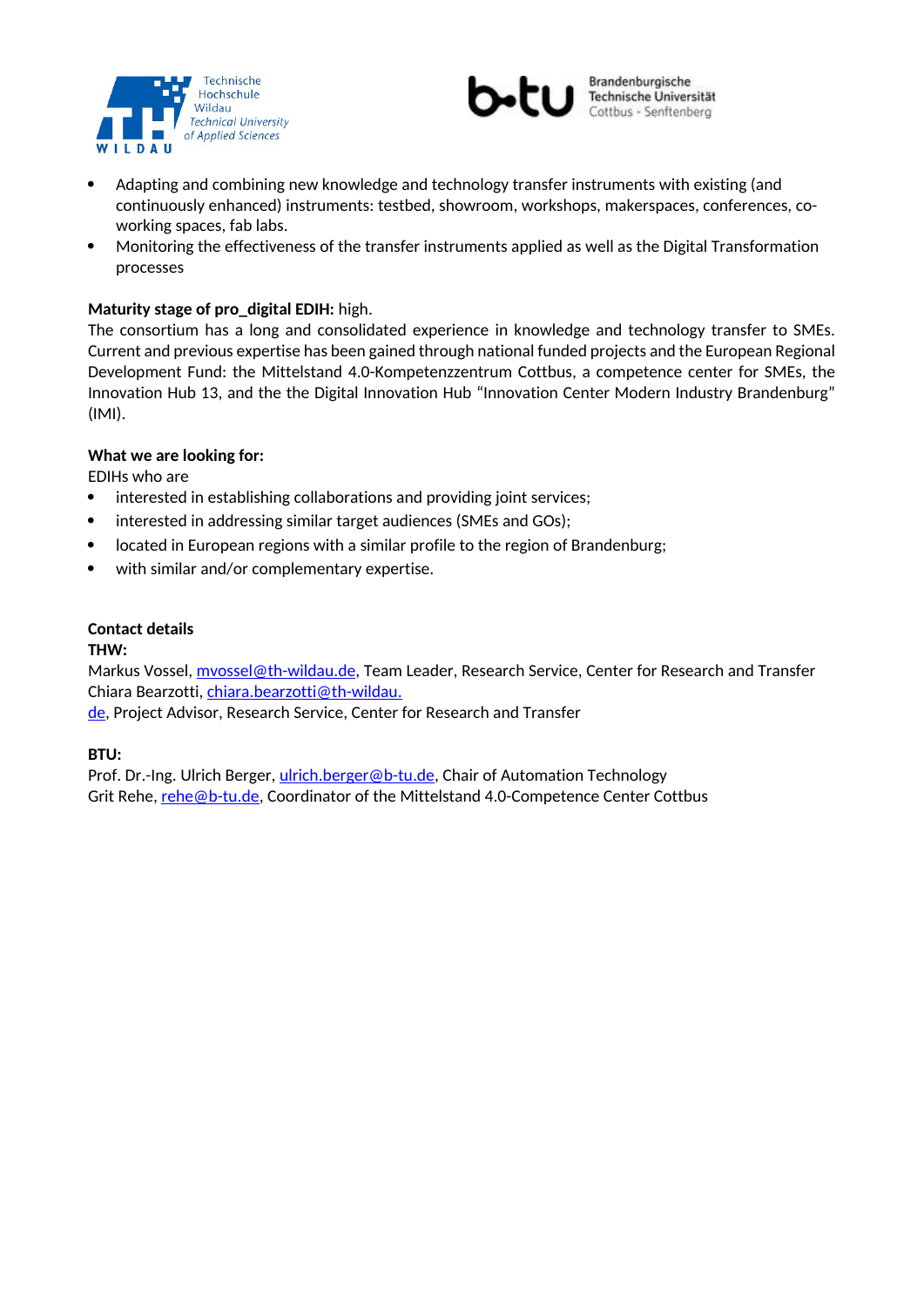- Adapting and combining new knowledge and technology transfer instruments with existing (and continuously enhanced) instruments: testbed, showroom, workshops, makerspaces, conferences, co-working spaces, fab labs.
- Monitoring the effectiveness of the transfer instruments applied as well as the Digital Transformation processes

**Maturity stage of pro_digital EDIH:** high.
The consortium has a long and consolidated experience in knowledge and technology transfer to SMEs. Current and previous expertise has been gained through national funded projects and the European Regional Development Fund: the Mittelstand 4.0-Kompetenzzentrum Cottbus, a competence center for SMEs, the Innovation Hub 13, and the the Digital Innovation Hub “Innovation Center Modern Industry Brandenburg” (IMI).

**What we are looking for:**
EDIHs who are

- interested in establishing collaborations and providing joint services;
- interested in addressing similar target audiences (SMEs and GOs);
- located in European regions with a similar profile to the region of Brandenburg;
- with similar and/or complementary expertise.

**Contact details**
**THW:**
Markus Vossel, mvossel@th-wildau.de, Team Leader, Research Service, Center for Research and Transfer
Chiara Bearzotti, chiara.bearzotti@th-wildau.de, Project Advisor, Research Service, Center for Research and Transfer

**BTU:**
Prof. Dr.-Ing. Ulrich Berger, ulrich.berger@b-tu.de, Chair of Automation Technology
Grit Rehe, rehe@b-tu.de, Coordinator of the Mittelstand 4.0-Competence Center Cottbus